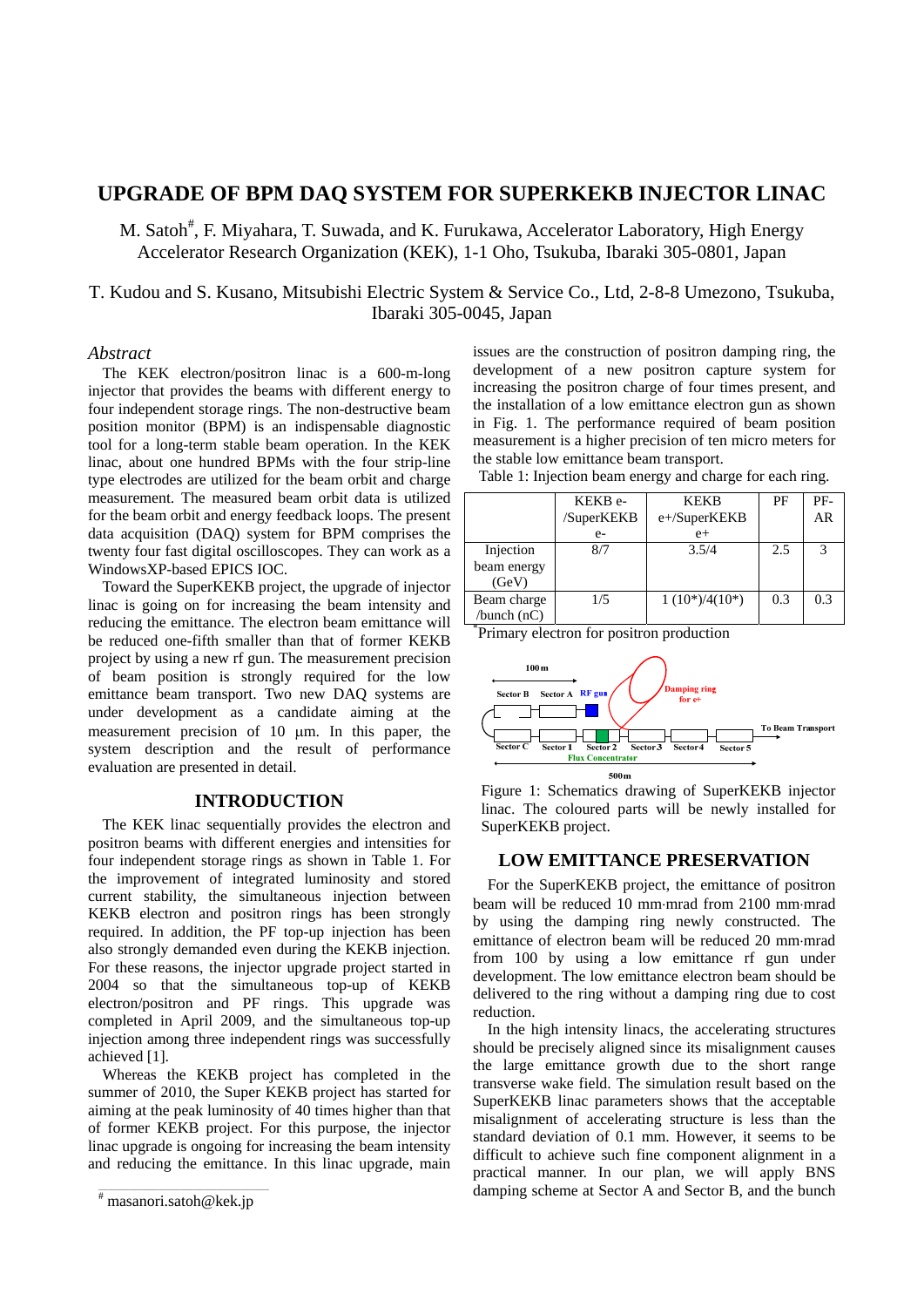# UPGRADE OF BPM DAQ SYSTEM FOR SUPERKEKB INJECTOR LINAC

M. Satoh#, F. Miyahara, T. Suwada, and K. Furukawa, Accelerator Laboratory, High Energy Accelerator Research Organization (KEK), 1-1 Oho, Tsukuba, Ibaraki 305-0801, Japan

T. Kudou and S. Kusano, Mitsubishi Electric System & Service Co., Ltd, 2-8-8 Umezono, Tsukuba, Ibaraki 305-0045, Japan

## *Abstract*

The KEK electron/positron linac is a 600-m-long injector that provides the beams with different energy to four independent storage rings. The non-destructive beam position monitor (BPM) is an indispensable diagnostic tool for a long-term stable beam operation. In the KEK linac, about one hundred BPMs with the four strip-line type electrodes are utilized for the beam orbit and charge measurement. The measured beam orbit data is utilized for the beam orbit and energy feedback loops. The present data acquisition (DAQ) system for BPM comprises the twenty four fast digital oscilloscopes. They can work as a WindowsXP-based EPICS IOC.

Toward the SuperKEKB project, the upgrade of injector linac is going on for increasing the beam intensity and reducing the emittance. The electron beam emittance will be reduced one-fifth smaller than that of former KEKB project by using a new rf gun. The measurement precision of beam position is strongly required for the low emittance beam transport. Two new DAQ systems are under development as a candidate aiming at the measurement precision of 10 μm. In this paper, the system description and the result of performance evaluation are presented in detail.

## INTRODUCTION

The KEK linac sequentially provides the electron and positron beams with different energies and intensities for four independent storage rings as shown in Table 1. For the improvement of integrated luminosity and stored current stability, the simultaneous injection between KEKB electron and positron rings has been strongly required. In addition, the PF top-up injection has been also strongly demanded even during the KEKB injection. For these reasons, the injector upgrade project started in 2004 so that the simultaneous top-up of KEKB electron/positron and PF rings. This upgrade was completed in April 2009, and the simultaneous top-up injection among three independent rings was successfully achieved [1].

Whereas the KEKB project has completed in the summer of 2010, the Super KEKB project has started for aiming at the peak luminosity of 40 times higher than that of former KEKB project. For this purpose, the injector linac upgrade is ongoing for increasing the beam intensity and reducing the emittance. In this linac upgrade, main issues are the construction of positron damping ring, the development of a new positron capture system for increasing the positron charge of four times present, and the installation of a low emittance electron gun as shown in Fig. 1. The performance required of beam position measurement is a higher precision of ten micro meters for the stable low emittance beam transport.

Table 1: Injection beam energy and charge for each ring.

| | KEKB e-/SuperKEKB e- | KEKB e+/SuperKEKB e+ | PF | PF-AR |
|---|---|---|---|---|
| Injection beam energy (GeV) | 8/7 | 3.5/4 | 2.5 | 3 |
| Beam charge /bunch (nC) | 1/5 | 1 (10*)/4(10*) | 0.3 | 0.3 |

*Primary electron for positron production

Figure 1: Schematics drawing of SuperKEKB injector linac. The coloured parts will be newly installed for SuperKEKB project.

## LOW EMITTANCE PRESERVATION

For the SuperKEKB project, the emittance of positron beam will be reduced 10 mm·mrad from 2100 mm·mrad by using the damping ring newly constructed. The emittance of electron beam will be reduced 20 mm·mrad from 100 by using a low emittance rf gun under development. The low emittance electron beam should be delivered to the ring without a damping ring due to cost reduction.

In the high intensity linacs, the accelerating structures should be precisely aligned since its misalignment causes the large emittance growth due to the short range transverse wake field. The simulation result based on the SuperKEKB linac parameters shows that the acceptable misalignment of accelerating structure is less than the standard deviation of 0.1 mm. However, it seems to be difficult to achieve such fine component alignment in a practical manner. In our plan, we will apply BNS damping scheme at Sector A and Sector B, and the bunch

# masanori.satoh@kek.jp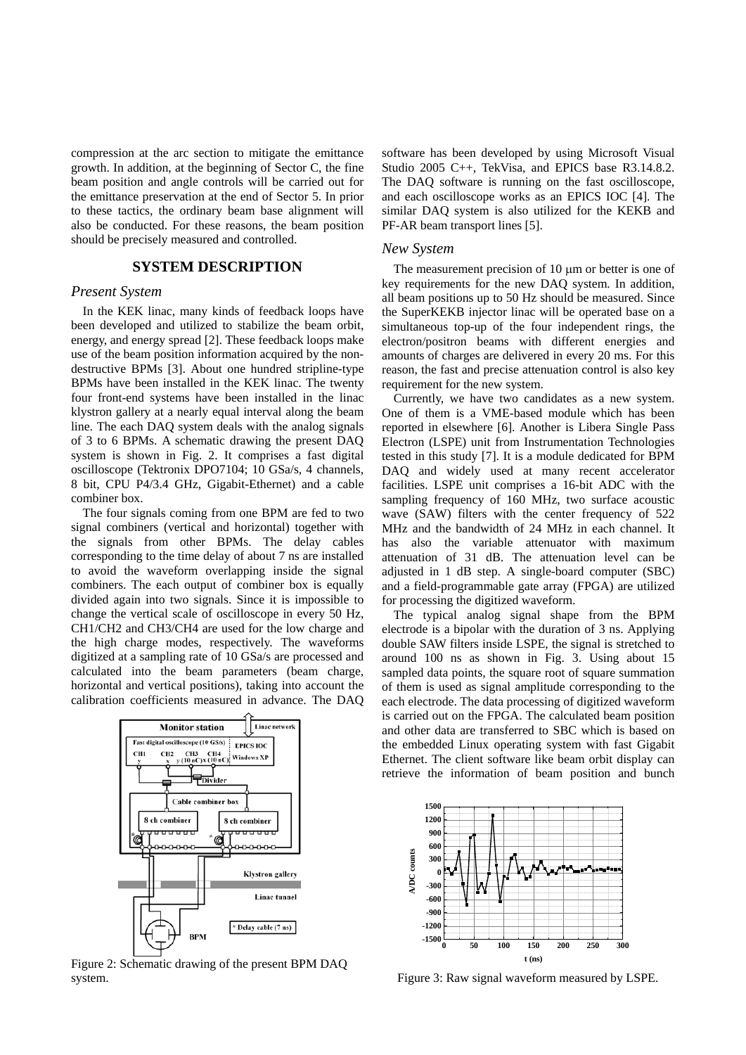compression at the arc section to mitigate the emittance growth. In addition, at the beginning of Sector C, the fine beam position and angle controls will be carried out for the emittance preservation at the end of Sector 5. In prior to these tactics, the ordinary beam base alignment will also be conducted. For these reasons, the beam position should be precisely measured and controlled.

## SYSTEM DESCRIPTION

### *Present System*

In the KEK linac, many kinds of feedback loops have been developed and utilized to stabilize the beam orbit, energy, and energy spread [2]. These feedback loops make use of the beam position information acquired by the non-destructive BPMs [3]. About one hundred stripline-type BPMs have been installed in the KEK linac. The twenty four front-end systems have been installed in the linac klystron gallery at a nearly equal interval along the beam line. The each DAQ system deals with the analog signals of 3 to 6 BPMs. A schematic drawing the present DAQ system is shown in Fig. 2. It comprises a fast digital oscilloscope (Tektronix DPO7104; 10 GSa/s, 4 channels, 8 bit, CPU P4/3.4 GHz, Gigabit-Ethernet) and a cable combiner box.

The four signals coming from one BPM are fed to two signal combiners (vertical and horizontal) together with the signals from other BPMs. The delay cables corresponding to the time delay of about 7 ns are installed to avoid the waveform overlapping inside the signal combiners. The each output of combiner box is equally divided again into two signals. Since it is impossible to change the vertical scale of oscilloscope in every 50 Hz, CH1/CH2 and CH3/CH4 are used for the low charge and the high charge modes, respectively. The waveforms digitized at a sampling rate of 10 GSa/s are processed and calculated into the beam parameters (beam charge, horizontal and vertical positions), taking into account the calibration coefficients measured in advance. The DAQ software has been developed by using Microsoft Visual Studio 2005 C++, TekVisa, and EPICS base R3.14.8.2. The DAQ software is running on the fast oscilloscope, and each oscilloscope works as an EPICS IOC [4]. The similar DAQ system is also utilized for the KEKB and PF-AR beam transport lines [5].

Figure 2: Schematic drawing of the present BPM DAQ system.

### *New System*

The measurement precision of 10 μm or better is one of key requirements for the new DAQ system. In addition, all beam positions up to 50 Hz should be measured. Since the SuperKEKB injector linac will be operated base on a simultaneous top-up of the four independent rings, the electron/positron beams with different energies and amounts of charges are delivered in every 20 ms. For this reason, the fast and precise attenuation control is also key requirement for the new system.

Currently, we have two candidates as a new system. One of them is a VME-based module which has been reported in elsewhere [6]. Another is Libera Single Pass Electron (LSPE) unit from Instrumentation Technologies tested in this study [7]. It is a module dedicated for BPM DAQ and widely used at many recent accelerator facilities. LSPE unit comprises a 16-bit ADC with the sampling frequency of 160 MHz, two surface acoustic wave (SAW) filters with the center frequency of 522 MHz and the bandwidth of 24 MHz in each channel. It has also the variable attenuator with maximum attenuation of 31 dB. The attenuation level can be adjusted in 1 dB step. A single-board computer (SBC) and a field-programmable gate array (FPGA) are utilized for processing the digitized waveform.

The typical analog signal shape from the BPM electrode is a bipolar with the duration of 3 ns. Applying double SAW filters inside LSPE, the signal is stretched to around 100 ns as shown in Fig. 3. Using about 15 sampled data points, the square root of square summation of them is used as signal amplitude corresponding to the each electrode. The data processing of digitized waveform is carried out on the FPGA. The calculated beam position and other data are transferred to SBC which is based on the embedded Linux operating system with fast Gigabit Ethernet. The client software like beam orbit display can retrieve the information of beam position and bunch

Figure 3: Raw signal waveform measured by LSPE.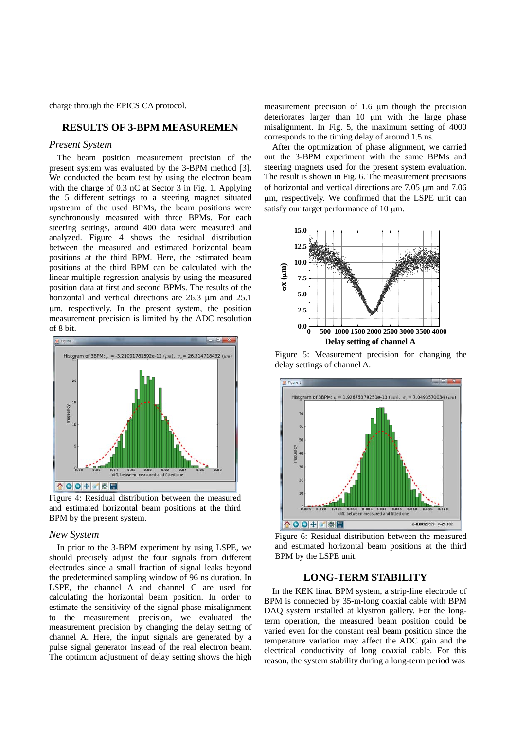charge through the EPICS CA protocol.

## RESULTS OF 3-BPM MEASUREMEN

### *Present System*

The beam position measurement precision of the present system was evaluated by the 3-BPM method [3]. We conducted the beam test by using the electron beam with the charge of 0.3 nC at Sector 3 in Fig. 1. Applying the 5 different settings to a steering magnet situated upstream of the used BPMs, the beam positions were synchronously measured with three BPMs. For each steering settings, around 400 data were measured and analyzed. Figure 4 shows the residual distribution between the measured and estimated horizontal beam positions at the third BPM. Here, the estimated beam positions at the third BPM can be calculated with the linear multiple regression analysis by using the measured position data at first and second BPMs. The results of the horizontal and vertical directions are 26.3 μm and 25.1 μm, respectively. In the present system, the position measurement precision is limited by the ADC resolution of 8 bit.

Figure 4: Residual distribution between the measured and estimated horizontal beam positions at the third BPM by the present system.

### *New System*

In prior to the 3-BPM experiment by using LSPE, we should precisely adjust the four signals from different electrodes since a small fraction of signal leaks beyond the predetermined sampling window of 96 ns duration. In LSPE, the channel A and channel C are used for calculating the horizontal beam position. In order to estimate the sensitivity of the signal phase misalignment to the measurement precision, we evaluated the measurement precision by changing the delay setting of channel A. Here, the input signals are generated by a pulse signal generator instead of the real electron beam. The optimum adjustment of delay setting shows the high measurement precision of 1.6 μm though the precision deteriorates larger than 10 μm with the large phase misalignment. In Fig. 5, the maximum setting of 4000 corresponds to the timing delay of around 1.5 ns.

After the optimization of phase alignment, we carried out the 3-BPM experiment with the same BPMs and steering magnets used for the present system evaluation. The result is shown in Fig. 6. The measurement precisions of horizontal and vertical directions are 7.05 μm and 7.06 μm, respectively. We confirmed that the LSPE unit can satisfy our target performance of 10 μm.

Figure 5: Measurement precision for changing the delay settings of channel A.

Figure 6: Residual distribution between the measured and estimated horizontal beam positions at the third BPM by the LSPE unit.

## LONG-TERM STABILITY

In the KEK linac BPM system, a strip-line electrode of BPM is connected by 35-m-long coaxial cable with BPM DAQ system installed at klystron gallery. For the long-term operation, the measured beam position could be varied even for the constant real beam position since the temperature variation may affect the ADC gain and the electrical conductivity of long coaxial cable. For this reason, the system stability during a long-term period was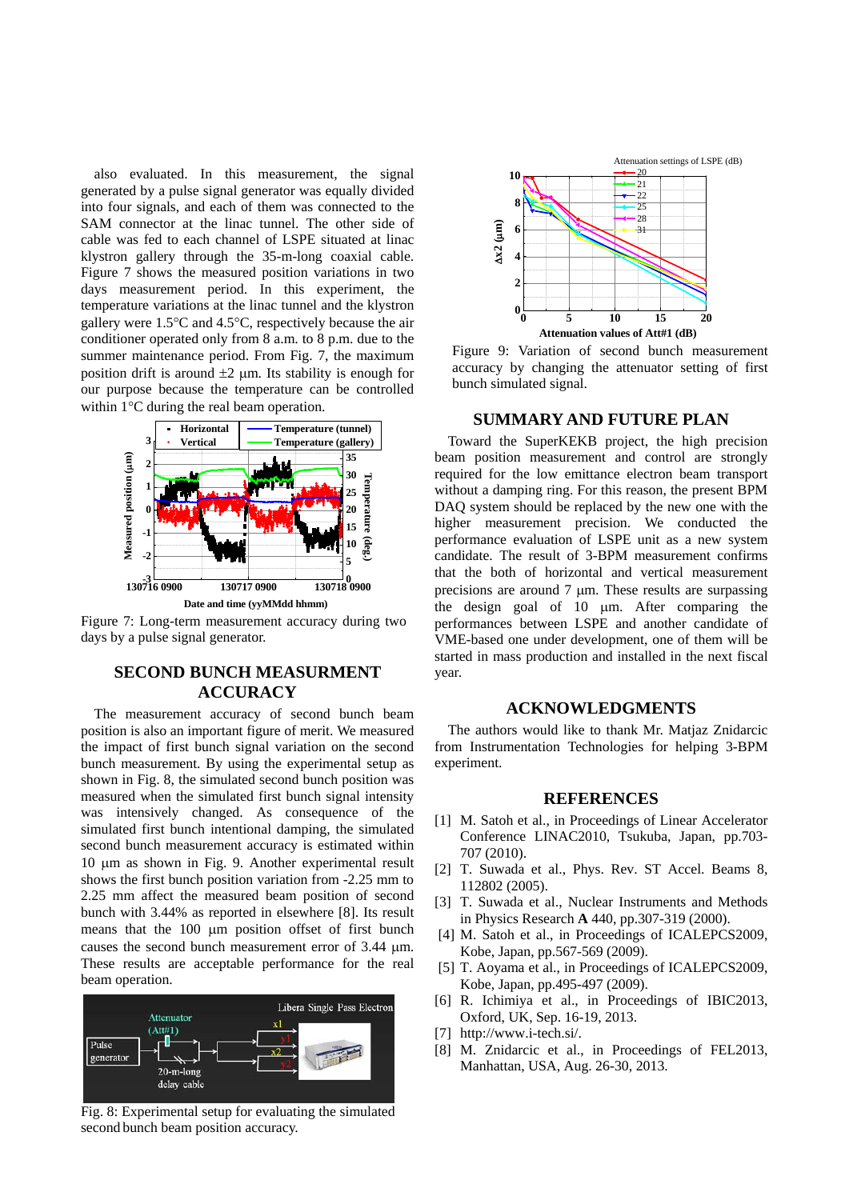also evaluated. In this measurement, the signal generated by a pulse signal generator was equally divided into four signals, and each of them was connected to the SAM connector at the linac tunnel. The other side of cable was fed to each channel of LSPE situated at linac klystron gallery through the 35-m-long coaxial cable. Figure 7 shows the measured position variations in two days measurement period. In this experiment, the temperature variations at the linac tunnel and the klystron gallery were 1.5°C and 4.5°C, respectively because the air conditioner operated only from 8 a.m. to 8 p.m. due to the summer maintenance period. From Fig. 7, the maximum position drift is around ±2 μm. Its stability is enough for our purpose because the temperature can be controlled within 1°C during the real beam operation.

Horizontal
Vertical
Temperature (tunnel)
Temperature (gallery)
Measured position (μm)
Temperature (deg.)
3
2
1
0
-1
-2
-3
35
30
25
20
15
10
5
0
130716 0900
130717 0900
130718 0900
Date and time (yyMMdd hhmm)

Figure 7: Long-term measurement accuracy during two days by a pulse signal generator.

## SECOND BUNCH MEASURMENT ACCURACY

The measurement accuracy of second bunch beam position is also an important figure of merit. We measured the impact of first bunch signal variation on the second bunch measurement. By using the experimental setup as shown in Fig. 8, the simulated second bunch position was measured when the simulated first bunch signal intensity was intensively changed. As consequence of the simulated first bunch intentional damping, the simulated second bunch measurement accuracy is estimated within 10 μm as shown in Fig. 9. Another experimental result shows the first bunch position variation from -2.25 mm to 2.25 mm affect the measured beam position of second bunch with 3.44% as reported in elsewhere [8]. Its result means that the 100 μm position offset of first bunch causes the second bunch measurement error of 3.44 μm. These results are acceptable performance for the real beam operation.

Libera Single Pass Electron
Attenuator (Att#1)
Pulse generator
20-m-long delay cable
x1
y1
x2
y2

Fig. 8: Experimental setup for evaluating the simulated second bunch beam position accuracy.

Attenuation settings of LSPE (dB)
20
21
22
25
28
31
Δx2 (μm)
10
8
6
4
2
0
0
5
10
15
20
Attenuation values of Att#1 (dB)

Figure 9: Variation of second bunch measurement accuracy by changing the attenuator setting of first bunch simulated signal.

## SUMMARY AND FUTURE PLAN

Toward the SuperKEKB project, the high precision beam position measurement and control are strongly required for the low emittance electron beam transport without a damping ring. For this reason, the present BPM DAQ system should be replaced by the new one with the higher measurement precision. We conducted the performance evaluation of LSPE unit as a new system candidate. The result of 3-BPM measurement confirms that the both of horizontal and vertical measurement precisions are around 7 μm. These results are surpassing the design goal of 10 μm. After comparing the performances between LSPE and another candidate of VME-based one under development, one of them will be started in mass production and installed in the next fiscal year.

## ACKNOWLEDGMENTS

The authors would like to thank Mr. Matjaz Znidarcic from Instrumentation Technologies for helping 3-BPM experiment.

## REFERENCES

[1] M. Satoh et al., in Proceedings of Linear Accelerator Conference LINAC2010, Tsukuba, Japan, pp.703-707 (2010).
[2] T. Suwada et al., Phys. Rev. ST Accel. Beams 8, 112802 (2005).
[3] T. Suwada et al., Nuclear Instruments and Methods in Physics Research **A** 440, pp.307-319 (2000).
[4] M. Satoh et al., in Proceedings of ICALEPCS2009, Kobe, Japan, pp.567-569 (2009).
[5] T. Aoyama et al., in Proceedings of ICALEPCS2009, Kobe, Japan, pp.495-497 (2009).
[6] R. Ichimiya et al., in Proceedings of IBIC2013, Oxford, UK, Sep. 16-19, 2013.
[7] http://www.i-tech.si/.
[8] M. Znidarcic et al., in Proceedings of FEL2013, Manhattan, USA, Aug. 26-30, 2013.